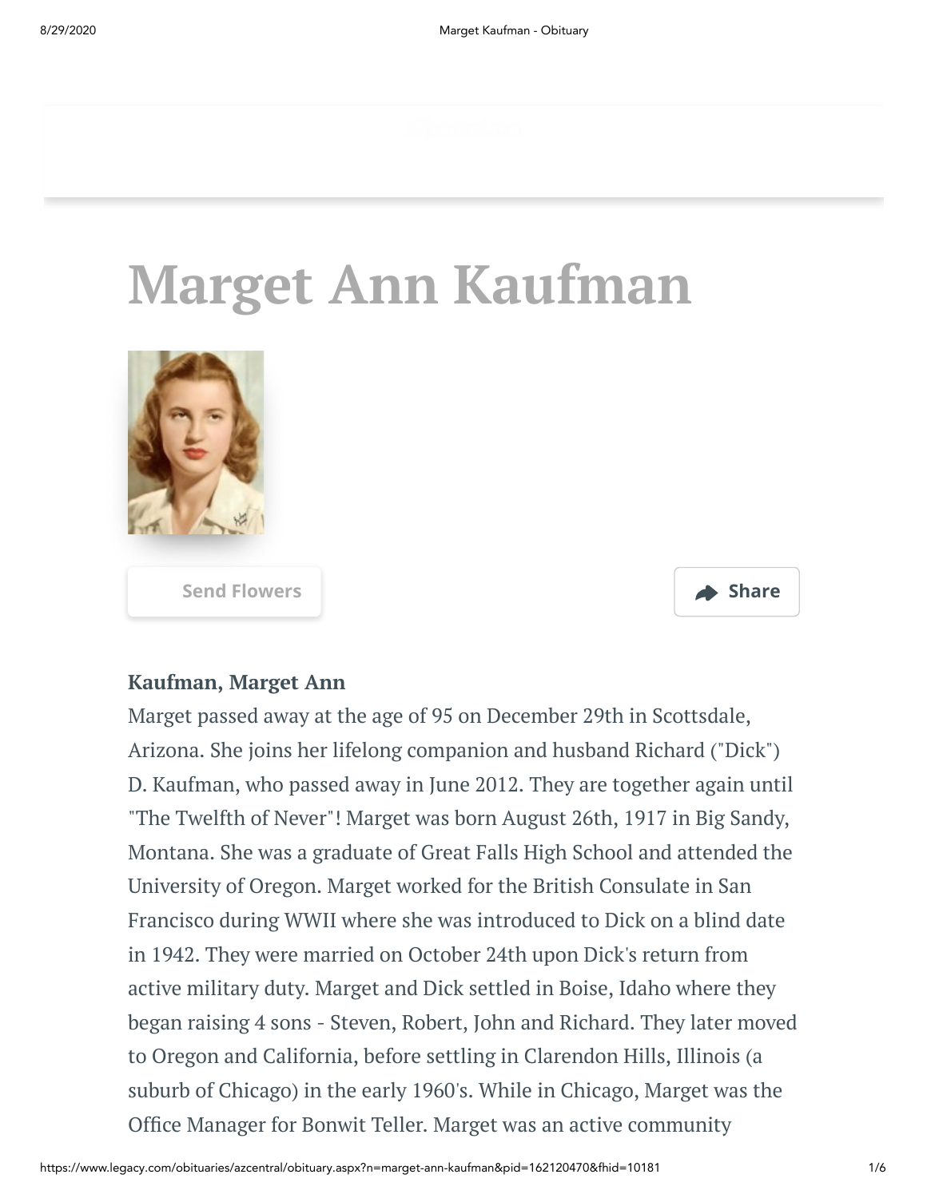# Marget Ann Kaufman

Send Flowers

Share

**Kaufman, Marget Ann**

Marget passed away at the age of 95 on December 29th in Scottsdale, Arizona. She joins her lifelong companion and husband Richard ("Dick") D. Kaufman, who passed away in June 2012. They are together again until "The Twelfth of Never"! Marget was born August 26th, 1917 in Big Sandy, Montana. She was a graduate of Great Falls High School and attended the University of Oregon. Marget worked for the British Consulate in San Francisco during WWII where she was introduced to Dick on a blind date in 1942. They were married on October 24th upon Dick's return from active military duty. Marget and Dick settled in Boise, Idaho where they began raising 4 sons - Steven, Robert, John and Richard. They later moved to Oregon and California, before settling in Clarendon Hills, Illinois (a suburb of Chicago) in the early 1960's. While in Chicago, Marget was the Office Manager for Bonwit Teller. Marget was an active community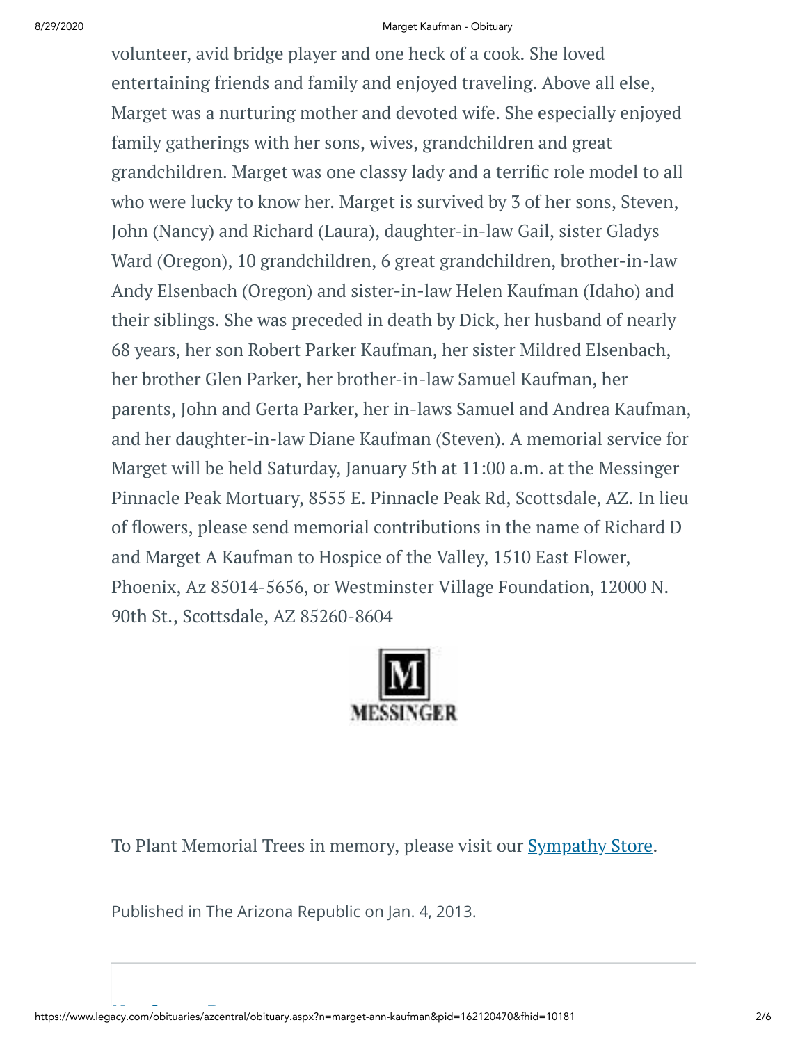volunteer, avid bridge player and one heck of a cook. She loved entertaining friends and family and enjoyed traveling. Above all else, Marget was a nurturing mother and devoted wife. She especially enjoyed family gatherings with her sons, wives, grandchildren and great grandchildren. Marget was one classy lady and a terrific role model to all who were lucky to know her. Marget is survived by 3 of her sons, Steven, John (Nancy) and Richard (Laura), daughter-in-law Gail, sister Gladys Ward (Oregon), 10 grandchildren, 6 great grandchildren, brother-in-law Andy Elsenbach (Oregon) and sister-in-law Helen Kaufman (Idaho) and their siblings. She was preceded in death by Dick, her husband of nearly 68 years, her son Robert Parker Kaufman, her sister Mildred Elsenbach, her brother Glen Parker, her brother-in-law Samuel Kaufman, her parents, John and Gerta Parker, her in-laws Samuel and Andrea Kaufman, and her daughter-in-law Diane Kaufman (Steven). A memorial service for Marget will be held Saturday, January 5th at 11:00 a.m. at the Messinger Pinnacle Peak Mortuary, 8555 E. Pinnacle Peak Rd, Scottsdale, AZ. In lieu of flowers, please send memorial contributions in the name of Richard D and Marget A Kaufman to Hospice of the Valley, 1510 East Flower, Phoenix, Az 85014-5656, or Westminster Village Foundation, 12000 N. 90th St., Scottsdale, AZ 85260-8604

MESSINGER

To Plant Memorial Trees in memory, please visit our [Sympathy Store](Sympathy Store).

Published in The Arizona Republic on Jan. 4, 2013.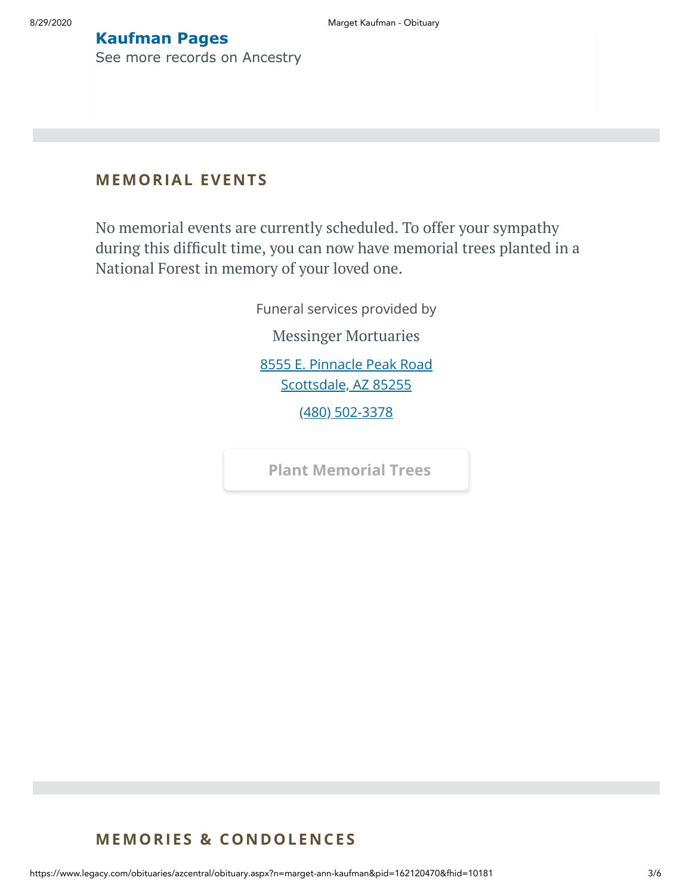**Kaufman Pages**

See more records on Ancestry

## MEMORIAL EVENTS

No memorial events are currently scheduled. To offer your sympathy during this difficult time, you can now have memorial trees planted in a National Forest in memory of your loved one.

Funeral services provided by

Messinger Mortuaries

8555 E. Pinnacle Peak Road
Scottsdale, AZ 85255

(480) 502-3378

Plant Memorial Trees

## MEMORIES & CONDOLENCES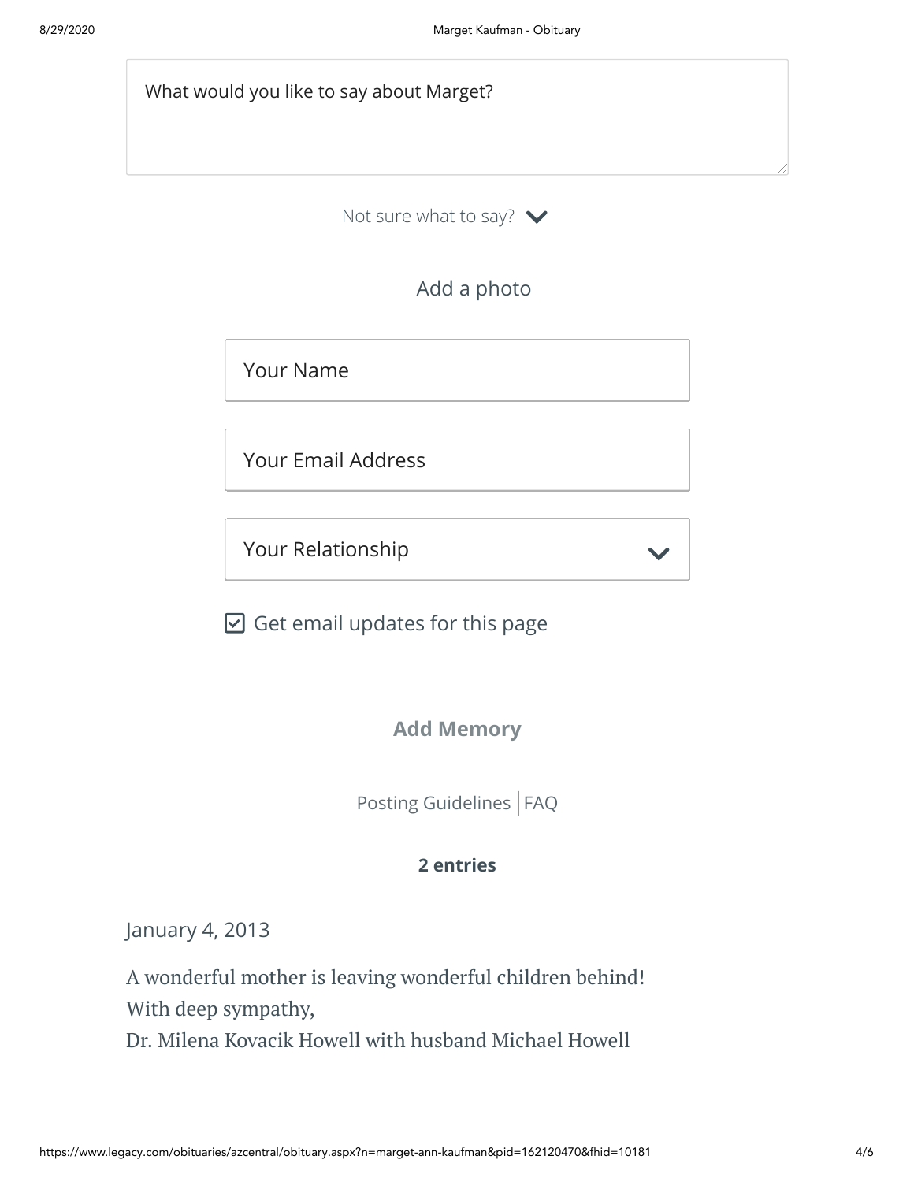What would you like to say about Marget?

Not sure what to say?

Add a photo

Your Name

Your Email Address

Your Relationship

☑ Get email updates for this page

**Add Memory**

Posting Guidelines | FAQ

**2 entries**

January 4, 2013

A wonderful mother is leaving wonderful children behind!
With deep sympathy,
Dr. Milena Kovacik Howell with husband Michael Howell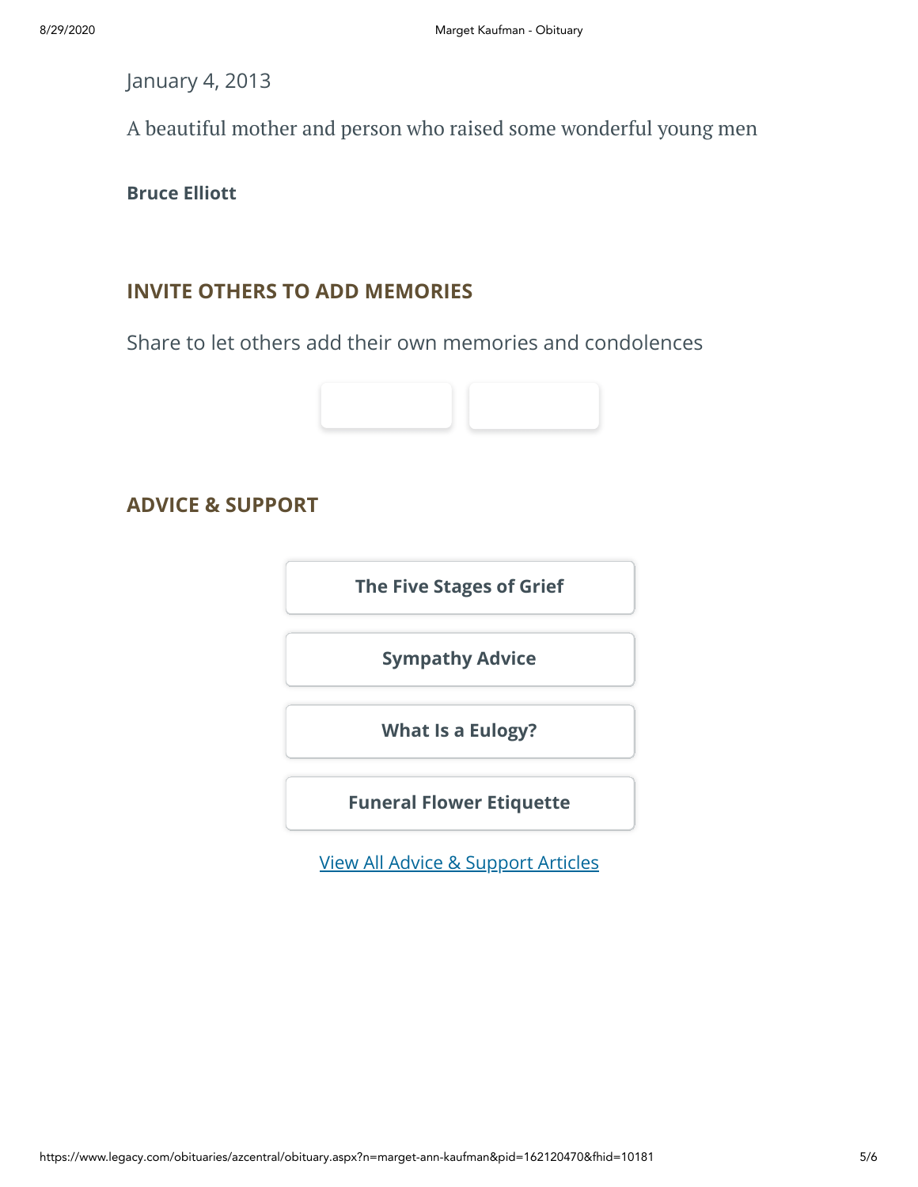January 4, 2013

A beautiful mother and person who raised some wonderful young men

**Bruce Elliott**

## INVITE OTHERS TO ADD MEMORIES

Share to let others add their own memories and condolences

## ADVICE & SUPPORT

**The Five Stages of Grief**

**Sympathy Advice**

**What Is a Eulogy?**

**Funeral Flower Etiquette**

View All Advice & Support Articles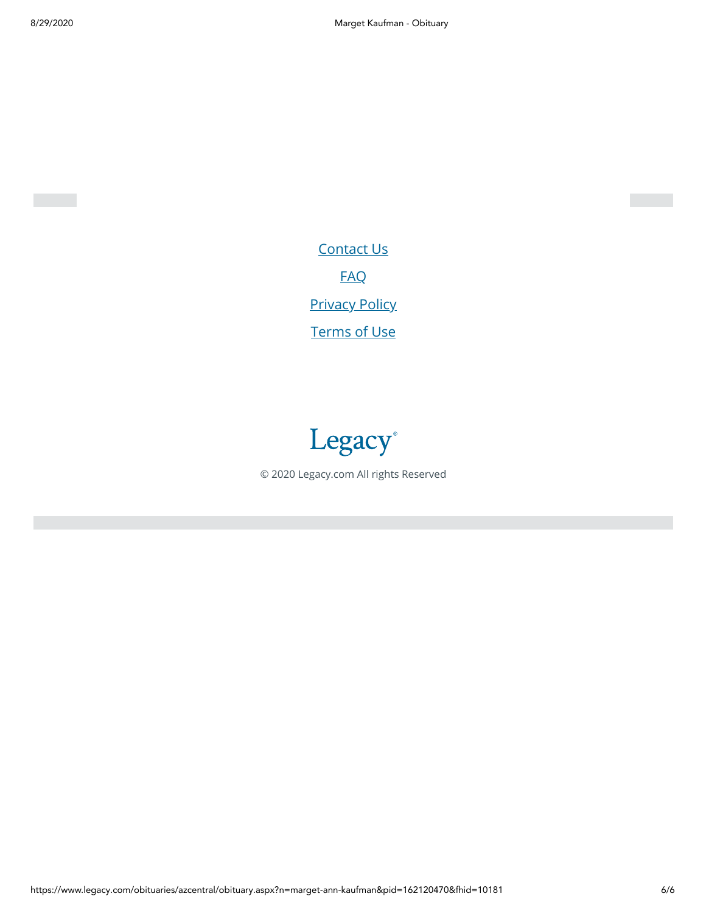Contact Us

FAQ

Privacy Policy

Terms of Use

Legacy®

© 2020 Legacy.com All rights Reserved